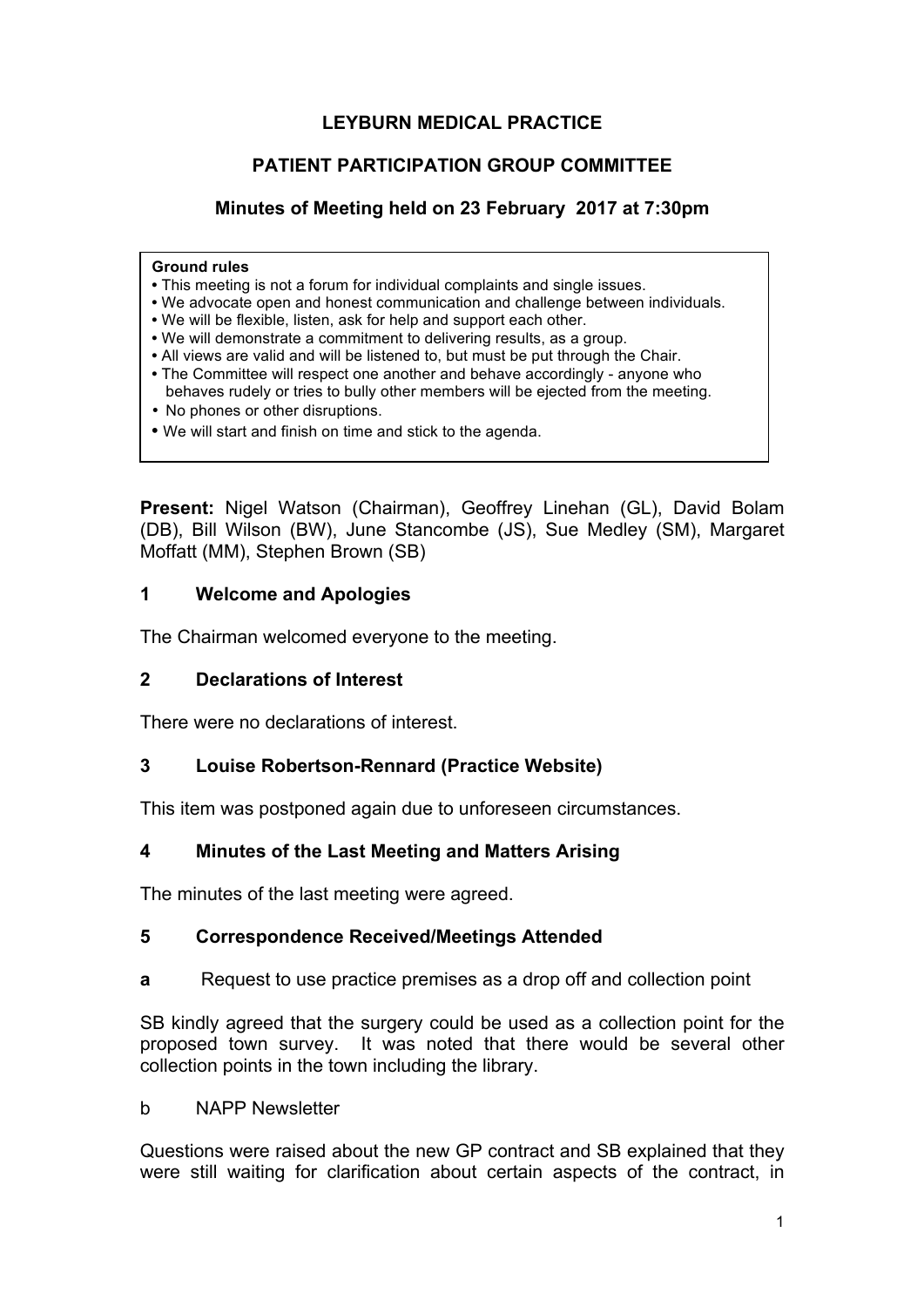# LEYBURN MEDICAL PRACTICE

## PATIENT PARTICIPATION GROUP COMMITTEE

### Minutes of Meeting held on 23 February 2017 at 7:30pm

> **Ground rules**
> - This meeting is not a forum for individual complaints and single issues.
> - We advocate open and honest communication and challenge between individuals.
> - We will be flexible, listen, ask for help and support each other.
> - We will demonstrate a commitment to delivering results, as a group.
> - All views are valid and will be listened to, but must be put through the Chair.
> - The Committee will respect one another and behave accordingly - anyone who behaves rudely or tries to bully other members will be ejected from the meeting.
> - No phones or other disruptions.
> - We will start and finish on time and stick to the agenda.

**Present:** Nigel Watson (Chairman), Geoffrey Linehan (GL), David Bolam (DB), Bill Wilson (BW), June Stancombe (JS), Sue Medley (SM), Margaret Moffatt (MM), Stephen Brown (SB)

**1 Welcome and Apologies**

The Chairman welcomed everyone to the meeting.

**2 Declarations of Interest**

There were no declarations of interest.

**3 Louise Robertson-Rennard (Practice Website)**

This item was postponed again due to unforeseen circumstances.

**4 Minutes of the Last Meeting and Matters Arising**

The minutes of the last meeting were agreed.

**5 Correspondence Received/Meetings Attended**

**a** Request to use practice premises as a drop off and collection point

SB kindly agreed that the surgery could be used as a collection point for the proposed town survey. It was noted that there would be several other collection points in the town including the library.

b NAPP Newsletter

Questions were raised about the new GP contract and SB explained that they were still waiting for clarification about certain aspects of the contract, in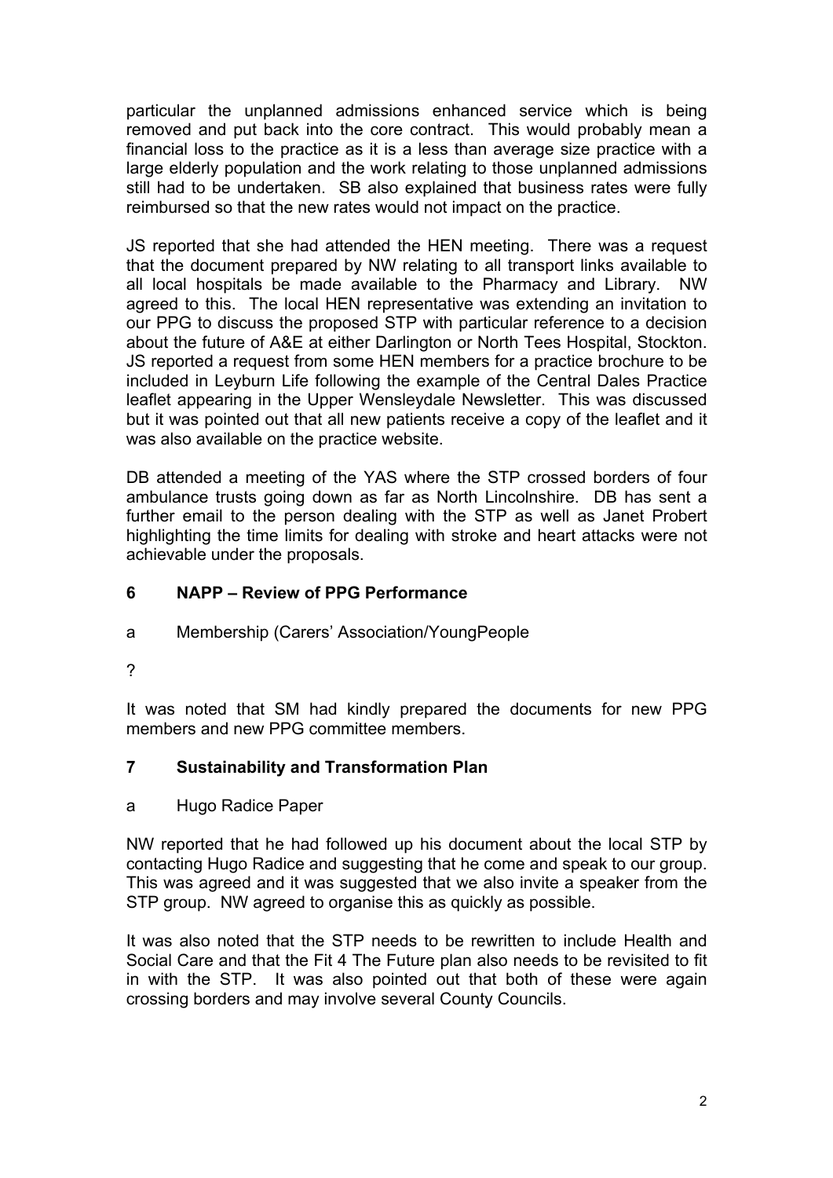particular the unplanned admissions enhanced service which is being removed and put back into the core contract. This would probably mean a financial loss to the practice as it is a less than average size practice with a large elderly population and the work relating to those unplanned admissions still had to be undertaken. SB also explained that business rates were fully reimbursed so that the new rates would not impact on the practice.

JS reported that she had attended the HEN meeting. There was a request that the document prepared by NW relating to all transport links available to all local hospitals be made available to the Pharmacy and Library. NW agreed to this. The local HEN representative was extending an invitation to our PPG to discuss the proposed STP with particular reference to a decision about the future of A&E at either Darlington or North Tees Hospital, Stockton. JS reported a request from some HEN members for a practice brochure to be included in Leyburn Life following the example of the Central Dales Practice leaflet appearing in the Upper Wensleydale Newsletter. This was discussed but it was pointed out that all new patients receive a copy of the leaflet and it was also available on the practice website.

DB attended a meeting of the YAS where the STP crossed borders of four ambulance trusts going down as far as North Lincolnshire. DB has sent a further email to the person dealing with the STP as well as Janet Probert highlighting the time limits for dealing with stroke and heart attacks were not achievable under the proposals.

## 6 NAPP – Review of PPG Performance

a Membership (Carers' Association/YoungPeople

?

It was noted that SM had kindly prepared the documents for new PPG members and new PPG committee members.

## 7 Sustainability and Transformation Plan

a Hugo Radice Paper

NW reported that he had followed up his document about the local STP by contacting Hugo Radice and suggesting that he come and speak to our group. This was agreed and it was suggested that we also invite a speaker from the STP group. NW agreed to organise this as quickly as possible.

It was also noted that the STP needs to be rewritten to include Health and Social Care and that the Fit 4 The Future plan also needs to be revisited to fit in with the STP. It was also pointed out that both of these were again crossing borders and may involve several County Councils.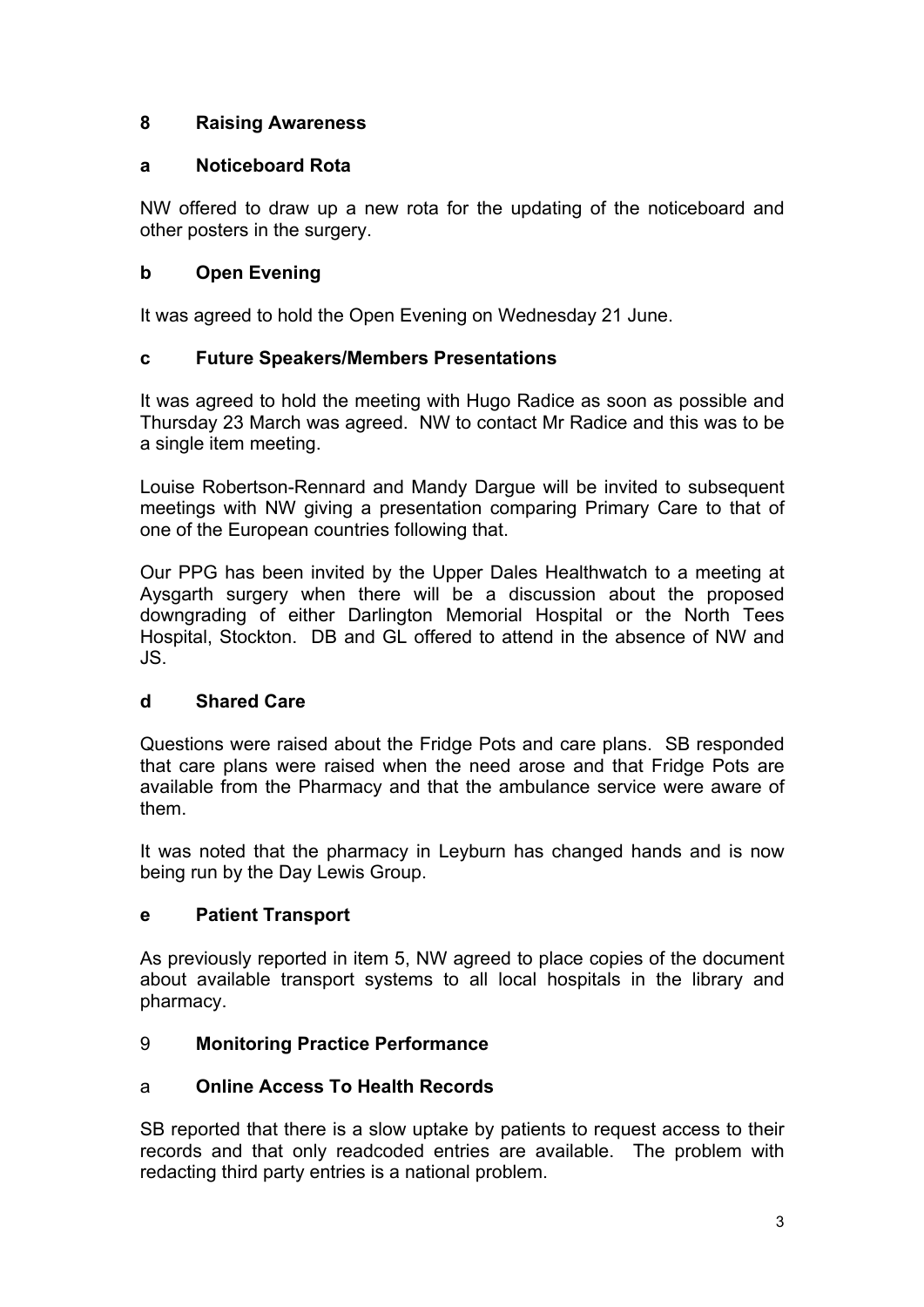## 8 Raising Awareness

### a Noticeboard Rota

NW offered to draw up a new rota for the updating of the noticeboard and other posters in the surgery.

### b Open Evening

It was agreed to hold the Open Evening on Wednesday 21 June.

### c Future Speakers/Members Presentations

It was agreed to hold the meeting with Hugo Radice as soon as possible and Thursday 23 March was agreed. NW to contact Mr Radice and this was to be a single item meeting.

Louise Robertson-Rennard and Mandy Dargue will be invited to subsequent meetings with NW giving a presentation comparing Primary Care to that of one of the European countries following that.

Our PPG has been invited by the Upper Dales Healthwatch to a meeting at Aysgarth surgery when there will be a discussion about the proposed downgrading of either Darlington Memorial Hospital or the North Tees Hospital, Stockton. DB and GL offered to attend in the absence of NW and JS.

### d Shared Care

Questions were raised about the Fridge Pots and care plans. SB responded that care plans were raised when the need arose and that Fridge Pots are available from the Pharmacy and that the ambulance service were aware of them.

It was noted that the pharmacy in Leyburn has changed hands and is now being run by the Day Lewis Group.

### e Patient Transport

As previously reported in item 5, NW agreed to place copies of the document about available transport systems to all local hospitals in the library and pharmacy.

## 9 Monitoring Practice Performance

### a Online Access To Health Records

SB reported that there is a slow uptake by patients to request access to their records and that only readcoded entries are available. The problem with redacting third party entries is a national problem.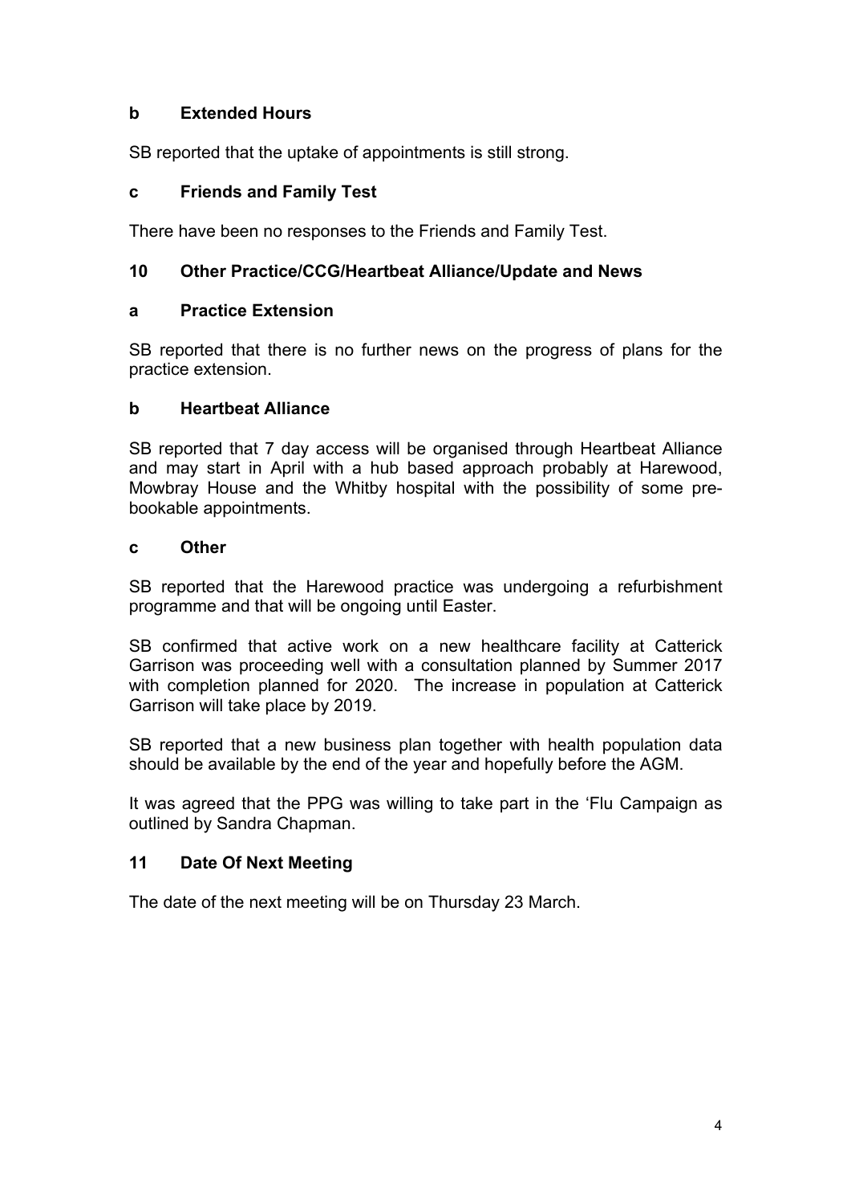### b Extended Hours

SB reported that the uptake of appointments is still strong.

### c Friends and Family Test

There have been no responses to the Friends and Family Test.

## 10 Other Practice/CCG/Heartbeat Alliance/Update and News

### a Practice Extension

SB reported that there is no further news on the progress of plans for the practice extension.

### b Heartbeat Alliance

SB reported that 7 day access will be organised through Heartbeat Alliance and may start in April with a hub based approach probably at Harewood, Mowbray House and the Whitby hospital with the possibility of some pre-bookable appointments.

### c Other

SB reported that the Harewood practice was undergoing a refurbishment programme and that will be ongoing until Easter.

SB confirmed that active work on a new healthcare facility at Catterick Garrison was proceeding well with a consultation planned by Summer 2017 with completion planned for 2020. The increase in population at Catterick Garrison will take place by 2019.

SB reported that a new business plan together with health population data should be available by the end of the year and hopefully before the AGM.

It was agreed that the PPG was willing to take part in the 'Flu Campaign as outlined by Sandra Chapman.

## 11 Date Of Next Meeting

The date of the next meeting will be on Thursday 23 March.